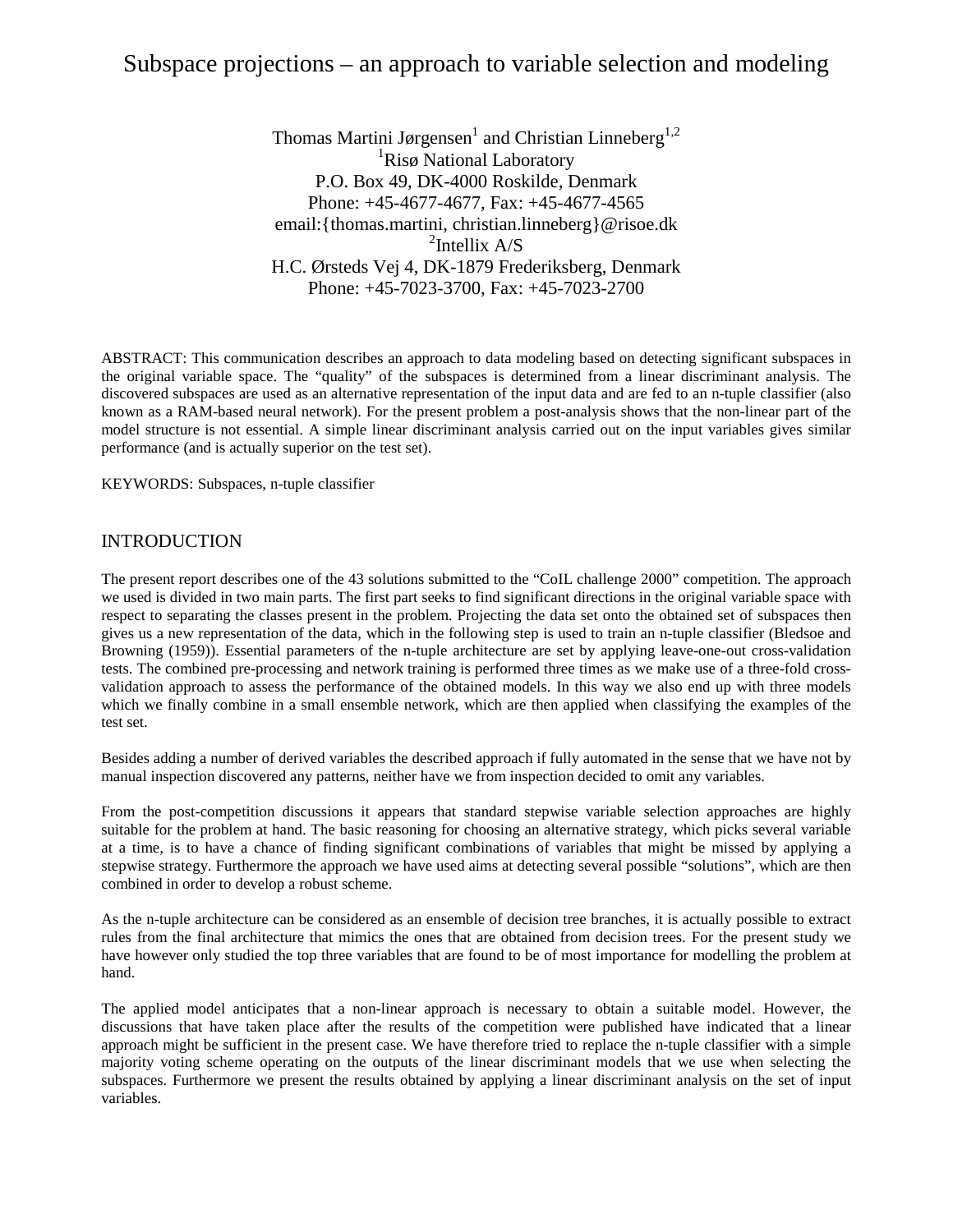# Subspace projections – an approach to variable selection and modeling

Thomas Martini Jørgensen[1] and Christian Linneberg[1,2]
[1]Risø National Laboratory
P.O. Box 49, DK-4000 Roskilde, Denmark
Phone: +45-4677-4677, Fax: +45-4677-4565
email:{thomas.martini, christian.linneberg}@risoe.dk
[2]Intellix A/S
H.C. Ørsteds Vej 4, DK-1879 Frederiksberg, Denmark
Phone: +45-7023-3700, Fax: +45-7023-2700

ABSTRACT: This communication describes an approach to data modeling based on detecting significant subspaces in the original variable space. The "quality" of the subspaces is determined from a linear discriminant analysis. The discovered subspaces are used as an alternative representation of the input data and are fed to an n-tuple classifier (also known as a RAM-based neural network). For the present problem a post-analysis shows that the non-linear part of the model structure is not essential. A simple linear discriminant analysis carried out on the input variables gives similar performance (and is actually superior on the test set).

KEYWORDS: Subspaces, n-tuple classifier

## INTRODUCTION

The present report describes one of the 43 solutions submitted to the "CoIL challenge 2000" competition. The approach we used is divided in two main parts. The first part seeks to find significant directions in the original variable space with respect to separating the classes present in the problem. Projecting the data set onto the obtained set of subspaces then gives us a new representation of the data, which in the following step is used to train an n-tuple classifier (Bledsoe and Browning (1959)). Essential parameters of the n-tuple architecture are set by applying leave-one-out cross-validation tests. The combined pre-processing and network training is performed three times as we make use of a three-fold cross-validation approach to assess the performance of the obtained models. In this way we also end up with three models which we finally combine in a small ensemble network, which are then applied when classifying the examples of the test set.

Besides adding a number of derived variables the described approach if fully automated in the sense that we have not by manual inspection discovered any patterns, neither have we from inspection decided to omit any variables.

From the post-competition discussions it appears that standard stepwise variable selection approaches are highly suitable for the problem at hand. The basic reasoning for choosing an alternative strategy, which picks several variable at a time, is to have a chance of finding significant combinations of variables that might be missed by applying a stepwise strategy. Furthermore the approach we have used aims at detecting several possible "solutions", which are then combined in order to develop a robust scheme.

As the n-tuple architecture can be considered as an ensemble of decision tree branches, it is actually possible to extract rules from the final architecture that mimics the ones that are obtained from decision trees. For the present study we have however only studied the top three variables that are found to be of most importance for modelling the problem at hand.

The applied model anticipates that a non-linear approach is necessary to obtain a suitable model. However, the discussions that have taken place after the results of the competition were published have indicated that a linear approach might be sufficient in the present case. We have therefore tried to replace the n-tuple classifier with a simple majority voting scheme operating on the outputs of the linear discriminant models that we use when selecting the subspaces. Furthermore we present the results obtained by applying a linear discriminant analysis on the set of input variables.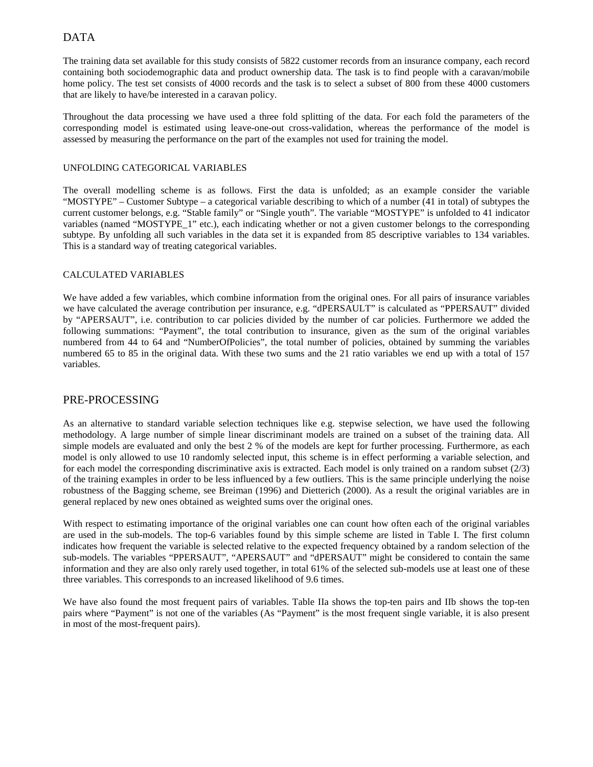# DATA

The training data set available for this study consists of 5822 customer records from an insurance company, each record containing both sociodemographic data and product ownership data. The task is to find people with a caravan/mobile home policy. The test set consists of 4000 records and the task is to select a subset of 800 from these 4000 customers that are likely to have/be interested in a caravan policy.

Throughout the data processing we have used a three fold splitting of the data. For each fold the parameters of the corresponding model is estimated using leave-one-out cross-validation, whereas the performance of the model is assessed by measuring the performance on the part of the examples not used for training the model.

## UNFOLDING CATEGORICAL VARIABLES

The overall modelling scheme is as follows. First the data is unfolded; as an example consider the variable "MOSTYPE" – Customer Subtype – a categorical variable describing to which of a number (41 in total) of subtypes the current customer belongs, e.g. "Stable family" or "Single youth". The variable "MOSTYPE" is unfolded to 41 indicator variables (named "MOSTYPE_1" etc.), each indicating whether or not a given customer belongs to the corresponding subtype. By unfolding all such variables in the data set it is expanded from 85 descriptive variables to 134 variables. This is a standard way of treating categorical variables.

## CALCULATED VARIABLES

We have added a few variables, which combine information from the original ones. For all pairs of insurance variables we have calculated the average contribution per insurance, e.g. "dPERSAULT" is calculated as "PPERSAUT" divided by "APERSAUT", i.e. contribution to car policies divided by the number of car policies. Furthermore we added the following summations: "Payment", the total contribution to insurance, given as the sum of the original variables numbered from 44 to 64 and "NumberOfPolicies", the total number of policies, obtained by summing the variables numbered 65 to 85 in the original data. With these two sums and the 21 ratio variables we end up with a total of 157 variables.

# PRE-PROCESSING

As an alternative to standard variable selection techniques like e.g. stepwise selection, we have used the following methodology. A large number of simple linear discriminant models are trained on a subset of the training data. All simple models are evaluated and only the best 2 % of the models are kept for further processing. Furthermore, as each model is only allowed to use 10 randomly selected input, this scheme is in effect performing a variable selection, and for each model the corresponding discriminative axis is extracted. Each model is only trained on a random subset (2/3) of the training examples in order to be less influenced by a few outliers. This is the same principle underlying the noise robustness of the Bagging scheme, see Breiman (1996) and Dietterich (2000). As a result the original variables are in general replaced by new ones obtained as weighted sums over the original ones.

With respect to estimating importance of the original variables one can count how often each of the original variables are used in the sub-models. The top-6 variables found by this simple scheme are listed in Table I. The first column indicates how frequent the variable is selected relative to the expected frequency obtained by a random selection of the sub-models. The variables "PPERSAUT", "APERSAUT" and "dPERSAUT" might be considered to contain the same information and they are also only rarely used together, in total 61% of the selected sub-models use at least one of these three variables. This corresponds to an increased likelihood of 9.6 times.

We have also found the most frequent pairs of variables. Table IIa shows the top-ten pairs and IIb shows the top-ten pairs where "Payment" is not one of the variables (As "Payment" is the most frequent single variable, it is also present in most of the most-frequent pairs).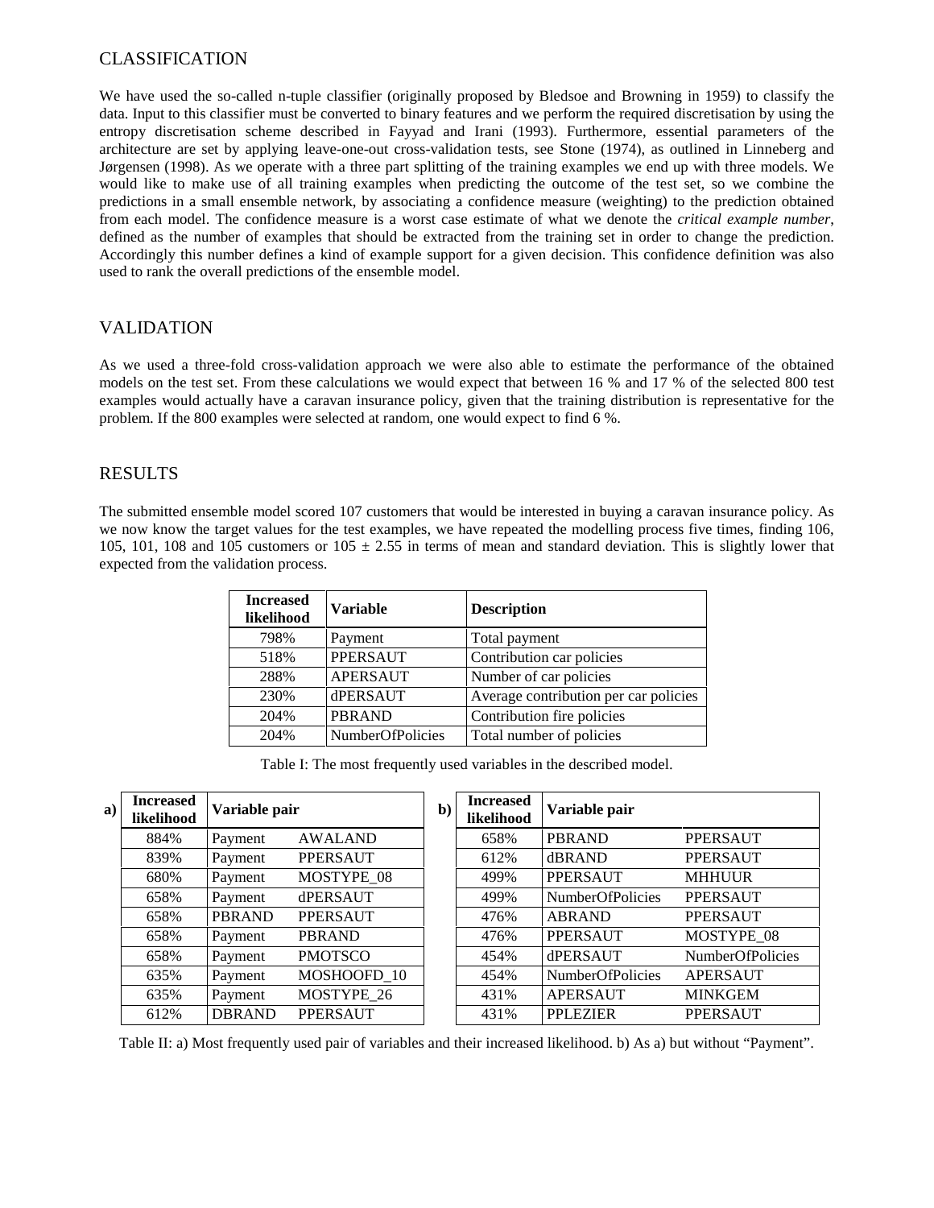## CLASSIFICATION

We have used the so-called n-tuple classifier (originally proposed by Bledsoe and Browning in 1959) to classify the data. Input to this classifier must be converted to binary features and we perform the required discretisation by using the entropy discretisation scheme described in Fayyad and Irani (1993). Furthermore, essential parameters of the architecture are set by applying leave-one-out cross-validation tests, see Stone (1974), as outlined in Linneberg and Jørgensen (1998). As we operate with a three part splitting of the training examples we end up with three models. We would like to make use of all training examples when predicting the outcome of the test set, so we combine the predictions in a small ensemble network, by associating a confidence measure (weighting) to the prediction obtained from each model. The confidence measure is a worst case estimate of what we denote the *critical example number*, defined as the number of examples that should be extracted from the training set in order to change the prediction. Accordingly this number defines a kind of example support for a given decision. This confidence definition was also used to rank the overall predictions of the ensemble model.

## VALIDATION

As we used a three-fold cross-validation approach we were also able to estimate the performance of the obtained models on the test set. From these calculations we would expect that between 16 % and 17 % of the selected 800 test examples would actually have a caravan insurance policy, given that the training distribution is representative for the problem. If the 800 examples were selected at random, one would expect to find 6 %.

## RESULTS

The submitted ensemble model scored 107 customers that would be interested in buying a caravan insurance policy. As we now know the target values for the test examples, we have repeated the modelling process five times, finding 106, 105, 101, 108 and 105 customers or $105 \pm 2.55$ in terms of mean and standard deviation. This is slightly lower that expected from the validation process.

| Increased likelihood | Variable | Description |
|---|---|---|
| 798% | Payment | Total payment |
| 518% | PPERSAUT | Contribution car policies |
| 288% | APERSAUT | Number of car policies |
| 230% | dPERSAUT | Average contribution per car policies |
| 204% | PBRAND | Contribution fire policies |
| 204% | NumberOfPolicies | Total number of policies |

Table I: The most frequently used variables in the described model.

**a)**

| Increased likelihood | Variable pair | |
|---|---|---|
| 884% | Payment | AWALAND |
| 839% | Payment | PPERSAUT |
| 680% | Payment | MOSTYPE_08 |
| 658% | Payment | dPERSAUT |
| 658% | PBRAND | PPERSAUT |
| 658% | Payment | PBRAND |
| 658% | Payment | PMOTSCO |
| 635% | Payment | MOSHOOFD_10 |
| 635% | Payment | MOSTYPE_26 |
| 612% | DBRAND | PPERSAUT |

**b)**

| Increased likelihood | Variable pair | |
|---|---|---|
| 658% | PBRAND | PPERSAUT |
| 612% | dBRAND | PPERSAUT |
| 499% | PPERSAUT | MHHUUR |
| 499% | NumberOfPolicies | PPERSAUT |
| 476% | ABRAND | PPERSAUT |
| 476% | PPERSAUT | MOSTYPE_08 |
| 454% | dPERSAUT | NumberOfPolicies |
| 454% | NumberOfPolicies | APERSAUT |
| 431% | APERSAUT | MINKGEM |
| 431% | PPLEZIER | PPERSAUT |

Table II: a) Most frequently used pair of variables and their increased likelihood. b) As a) but without "Payment".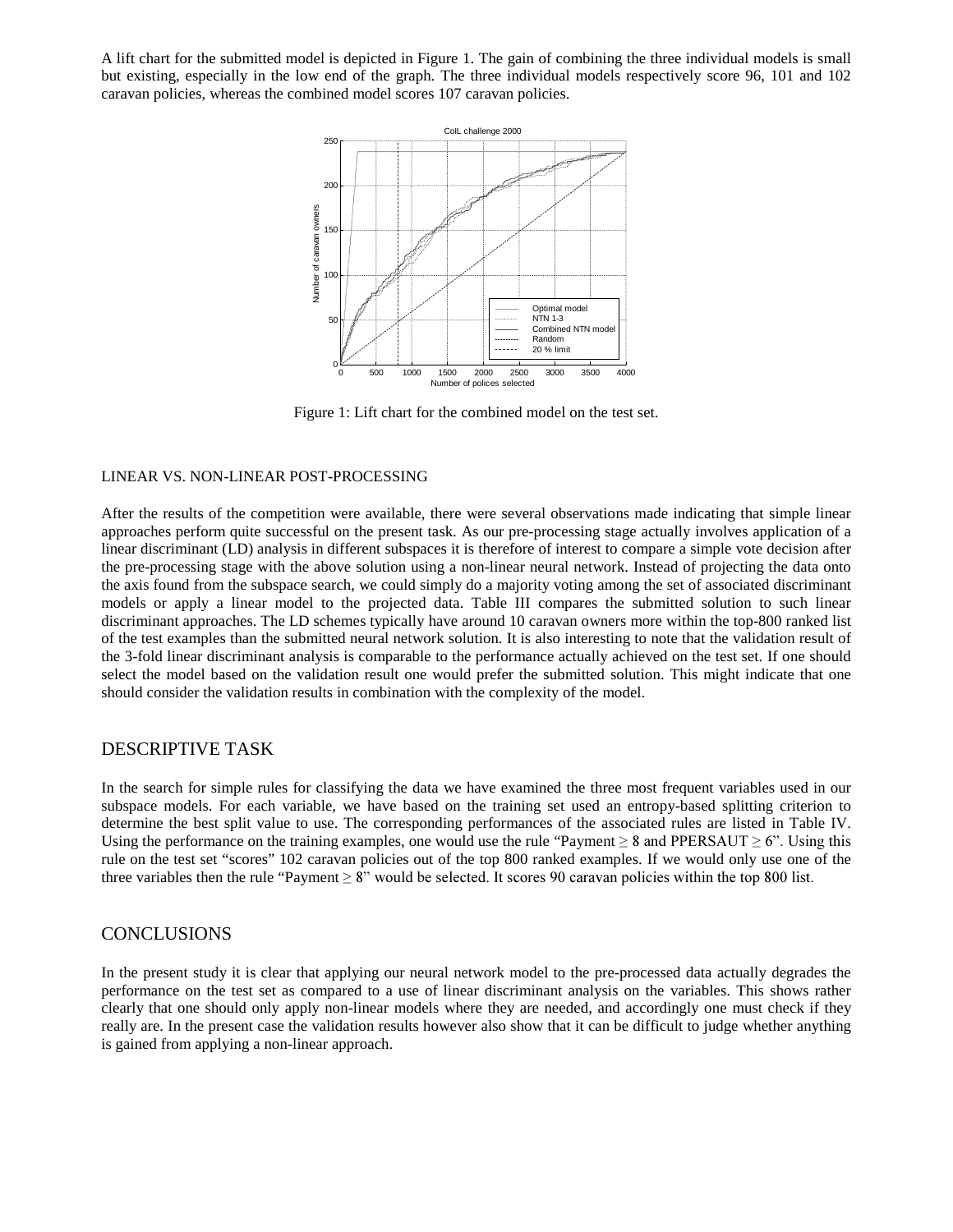A lift chart for the submitted model is depicted in Figure 1. The gain of combining the three individual models is small but existing, especially in the low end of the graph. The three individual models respectively score 96, 101 and 102 caravan policies, whereas the combined model scores 107 caravan policies.

Figure 1: Lift chart for the combined model on the test set.

LINEAR VS. NON-LINEAR POST-PROCESSING

After the results of the competition were available, there were several observations made indicating that simple linear approaches perform quite successful on the present task. As our pre-processing stage actually involves application of a linear discriminant (LD) analysis in different subspaces it is therefore of interest to compare a simple vote decision after the pre-processing stage with the above solution using a non-linear neural network. Instead of projecting the data onto the axis found from the subspace search, we could simply do a majority voting among the set of associated discriminant models or apply a linear model to the projected data. Table III compares the submitted solution to such linear discriminant approaches. The LD schemes typically have around 10 caravan owners more within the top-800 ranked list of the test examples than the submitted neural network solution. It is also interesting to note that the validation result of the 3-fold linear discriminant analysis is comparable to the performance actually achieved on the test set. If one should select the model based on the validation result one would prefer the submitted solution. This might indicate that one should consider the validation results in combination with the complexity of the model.

## DESCRIPTIVE TASK

In the search for simple rules for classifying the data we have examined the three most frequent variables used in our subspace models. For each variable, we have based on the training set used an entropy-based splitting criterion to determine the best split value to use. The corresponding performances of the associated rules are listed in Table IV. Using the performance on the training examples, one would use the rule "Payment $\geq$ 8 and PPERSAUT $\geq$ 6". Using this rule on the test set "scores" 102 caravan policies out of the top 800 ranked examples. If we would only use one of the three variables then the rule "Payment $\geq$ 8" would be selected. It scores 90 caravan policies within the top 800 list.

## CONCLUSIONS

In the present study it is clear that applying our neural network model to the pre-processed data actually degrades the performance on the test set as compared to a use of linear discriminant analysis on the variables. This shows rather clearly that one should only apply non-linear models where they are needed, and accordingly one must check if they really are. In the present case the validation results however also show that it can be difficult to judge whether anything is gained from applying a non-linear approach.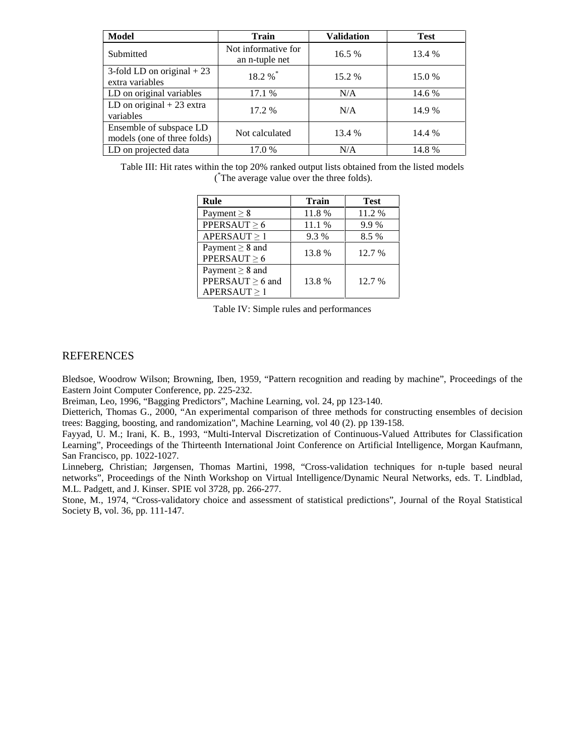| Model | Train | Validation | Test |
|---|---|---|---|
| Submitted | Not informative for an n-tuple net | 16.5 % | 13.4 % |
| 3-fold LD on original + 23 extra variables | 18.2 %* | 15.2 % | 15.0 % |
| LD on original variables | 17.1 % | N/A | 14.6 % |
| LD on original + 23 extra variables | 17.2 % | N/A | 14.9 % |
| Ensemble of subspace LD models (one of three folds) | Not calculated | 13.4 % | 14.4 % |
| LD on projected data | 17.0 % | N/A | 14.8 % |

Table III: Hit rates within the top 20% ranked output lists obtained from the listed models (*The average value over the three folds).

| Rule | Train | Test |
|---|---|---|
| Payment $\geq 8$ | 11.8 % | 11.2 % |
| PPERSAUT $\geq 6$ | 11.1 % | 9.9 % |
| APERSAUT $\geq 1$ | 9.3 % | 8.5 % |
| Payment $\geq 8$ and PPERSAUT $\geq 6$ | 13.8 % | 12.7 % |
| Payment $\geq 8$ and PPERSAUT $\geq 6$ and APERSAUT $\geq 1$ | 13.8 % | 12.7 % |

Table IV: Simple rules and performances

## REFERENCES

Bledsoe, Woodrow Wilson; Browning, Iben, 1959, “Pattern recognition and reading by machine”, Proceedings of the Eastern Joint Computer Conference, pp. 225-232.

Breiman, Leo, 1996, “Bagging Predictors”, Machine Learning, vol. 24, pp 123-140.

Dietterich, Thomas G., 2000, “An experimental comparison of three methods for constructing ensembles of decision trees: Bagging, boosting, and randomization”, Machine Learning, vol 40 (2). pp 139-158.

Fayyad, U. M.; Irani, K. B., 1993, “Multi-Interval Discretization of Continuous-Valued Attributes for Classification Learning”, Proceedings of the Thirteenth International Joint Conference on Artificial Intelligence, Morgan Kaufmann, San Francisco, pp. 1022-1027.

Linneberg, Christian; Jørgensen, Thomas Martini, 1998, “Cross-validation techniques for n-tuple based neural networks”, Proceedings of the Ninth Workshop on Virtual Intelligence/Dynamic Neural Networks, eds. T. Lindblad, M.L. Padgett, and J. Kinser. SPIE vol 3728, pp. 266-277.

Stone, M., 1974, “Cross-validatory choice and assessment of statistical predictions”, Journal of the Royal Statistical Society B, vol. 36, pp. 111-147.